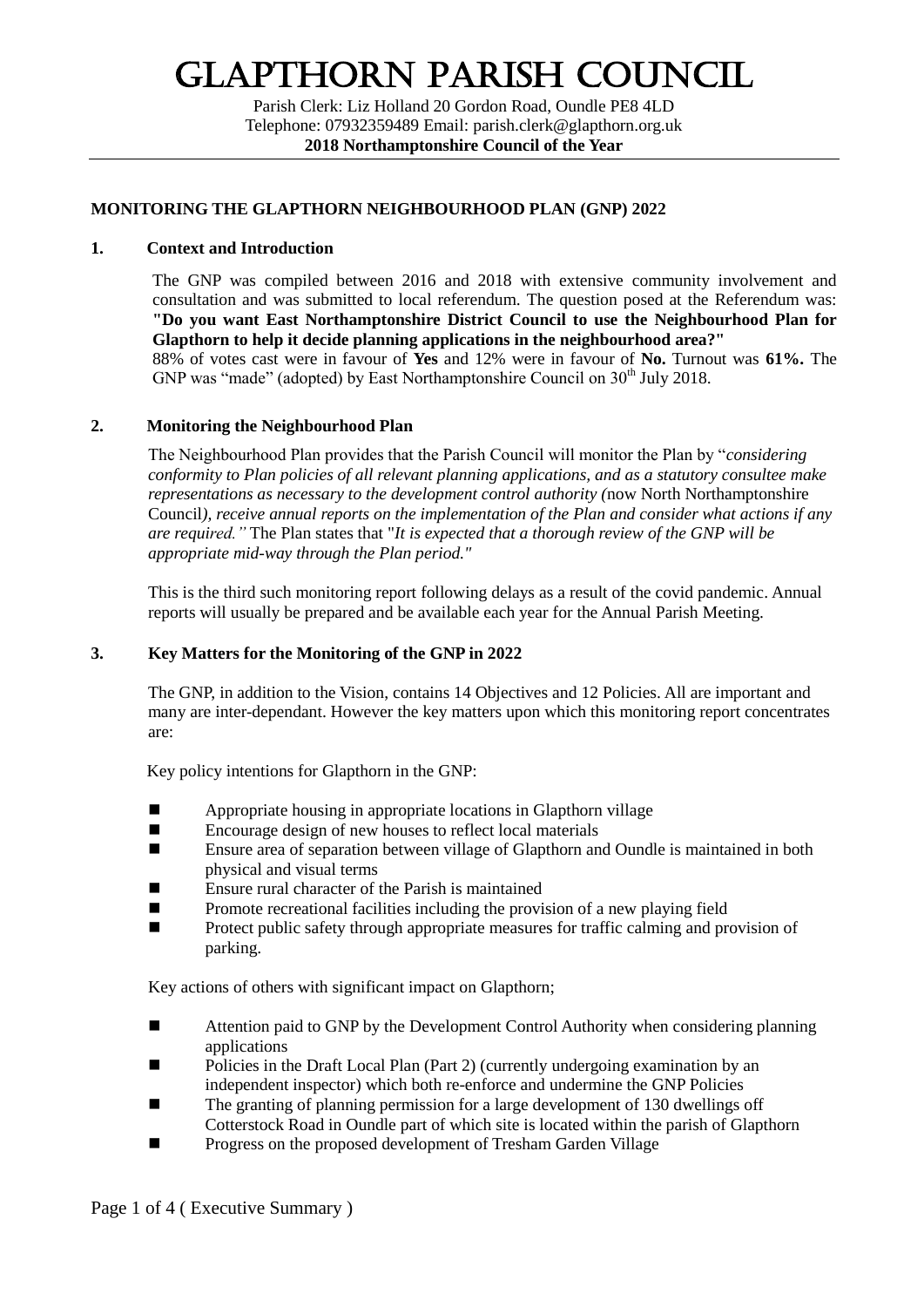# GLAPTHORN PARISH COUNCIL

Parish Clerk: Liz Holland 20 Gordon Road, Oundle PE8 4LD
Telephone: 07932359489 Email: parish.clerk@glapthorn.org.uk
**2018 Northamptonshire Council of the Year**

## MONITORING THE GLAPTHORN NEIGHBOURHOOD PLAN (GNP) 2022

### 1. Context and Introduction

The GNP was compiled between 2016 and 2018 with extensive community involvement and consultation and was submitted to local referendum. The question posed at the Referendum was: **"Do you want East Northamptonshire District Council to use the Neighbourhood Plan for Glapthorn to help it decide planning applications in the neighbourhood area?"**
88% of votes cast were in favour of **Yes** and 12% were in favour of **No.** Turnout was **61%.** The GNP was "made" (adopted) by East Northamptonshire Council on 30th July 2018.

### 2. Monitoring the Neighbourhood Plan

The Neighbourhood Plan provides that the Parish Council will monitor the Plan by "*considering conformity to Plan policies of all relevant planning applications, and as a statutory consultee make representations as necessary to the development control authority (*now North Northamptonshire Council*), receive annual reports on the implementation of the Plan and consider what actions if any are required."* The Plan states that "*It is expected that a thorough review of the GNP will be appropriate mid-way through the Plan period."*

This is the third such monitoring report following delays as a result of the covid pandemic. Annual reports will usually be prepared and be available each year for the Annual Parish Meeting.

### 3. Key Matters for the Monitoring of the GNP in 2022

The GNP, in addition to the Vision, contains 14 Objectives and 12 Policies. All are important and many are inter-dependant. However the key matters upon which this monitoring report concentrates are:

Key policy intentions for Glapthorn in the GNP:

- Appropriate housing in appropriate locations in Glapthorn village
- Encourage design of new houses to reflect local materials
- Ensure area of separation between village of Glapthorn and Oundle is maintained in both physical and visual terms
- Ensure rural character of the Parish is maintained
- Promote recreational facilities including the provision of a new playing field
- Protect public safety through appropriate measures for traffic calming and provision of parking.

Key actions of others with significant impact on Glapthorn;

- Attention paid to GNP by the Development Control Authority when considering planning applications
- Policies in the Draft Local Plan (Part 2) (currently undergoing examination by an independent inspector) which both re-enforce and undermine the GNP Policies
- The granting of planning permission for a large development of 130 dwellings off Cotterstock Road in Oundle part of which site is located within the parish of Glapthorn
- Progress on the proposed development of Tresham Garden Village

Page 1 of 4 ( Executive Summary )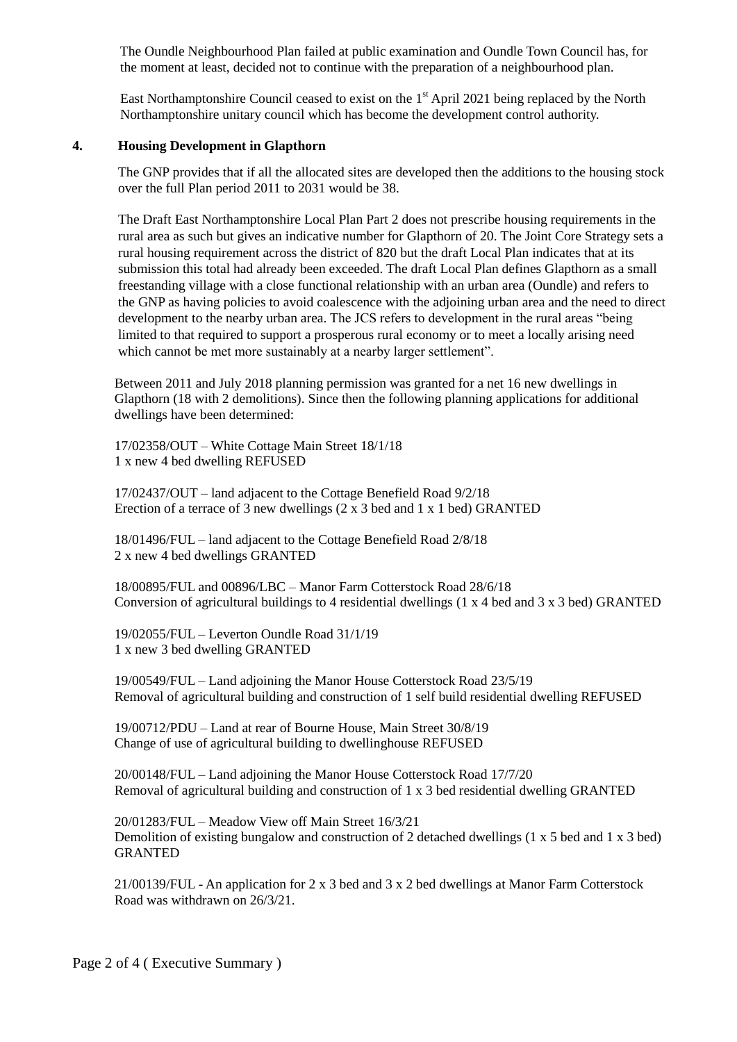The Oundle Neighbourhood Plan failed at public examination and Oundle Town Council has, for the moment at least, decided not to continue with the preparation of a neighbourhood plan.

East Northamptonshire Council ceased to exist on the 1st April 2021 being replaced by the North Northamptonshire unitary council which has become the development control authority.

## 4. Housing Development in Glapthorn

The GNP provides that if all the allocated sites are developed then the additions to the housing stock over the full Plan period 2011 to 2031 would be 38.

The Draft East Northamptonshire Local Plan Part 2 does not prescribe housing requirements in the rural area as such but gives an indicative number for Glapthorn of 20. The Joint Core Strategy sets a rural housing requirement across the district of 820 but the draft Local Plan indicates that at its submission this total had already been exceeded. The draft Local Plan defines Glapthorn as a small freestanding village with a close functional relationship with an urban area (Oundle) and refers to the GNP as having policies to avoid coalescence with the adjoining urban area and the need to direct development to the nearby urban area. The JCS refers to development in the rural areas "being limited to that required to support a prosperous rural economy or to meet a locally arising need which cannot be met more sustainably at a nearby larger settlement".

Between 2011 and July 2018 planning permission was granted for a net 16 new dwellings in Glapthorn (18 with 2 demolitions). Since then the following planning applications for additional dwellings have been determined:

17/02358/OUT – White Cottage Main Street 18/1/18
1 x new 4 bed dwelling REFUSED

17/02437/OUT – land adjacent to the Cottage Benefield Road 9/2/18
Erection of a terrace of 3 new dwellings (2 x 3 bed and 1 x 1 bed) GRANTED

18/01496/FUL – land adjacent to the Cottage Benefield Road 2/8/18
2 x new 4 bed dwellings GRANTED

18/00895/FUL and 00896/LBC – Manor Farm Cotterstock Road 28/6/18
Conversion of agricultural buildings to 4 residential dwellings (1 x 4 bed and 3 x 3 bed) GRANTED

19/02055/FUL – Leverton Oundle Road 31/1/19
1 x new 3 bed dwelling GRANTED

19/00549/FUL – Land adjoining the Manor House Cotterstock Road 23/5/19
Removal of agricultural building and construction of 1 self build residential dwelling REFUSED

19/00712/PDU – Land at rear of Bourne House, Main Street 30/8/19
Change of use of agricultural building to dwellinghouse REFUSED

20/00148/FUL – Land adjoining the Manor House Cotterstock Road 17/7/20
Removal of agricultural building and construction of 1 x 3 bed residential dwelling GRANTED

20/01283/FUL – Meadow View off Main Street 16/3/21
Demolition of existing bungalow and construction of 2 detached dwellings (1 x 5 bed and 1 x 3 bed) GRANTED

21/00139/FUL - An application for 2 x 3 bed and 3 x 2 bed dwellings at Manor Farm Cotterstock Road was withdrawn on 26/3/21.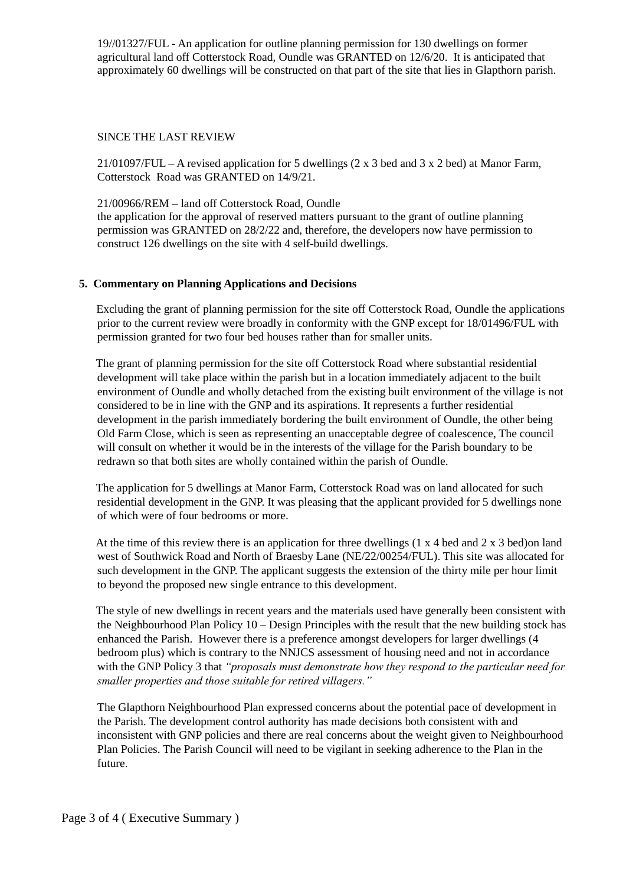19//01327/FUL - An application for outline planning permission for 130 dwellings on former agricultural land off Cotterstock Road, Oundle was GRANTED on 12/6/20. It is anticipated that approximately 60 dwellings will be constructed on that part of the site that lies in Glapthorn parish.

SINCE THE LAST REVIEW

21/01097/FUL – A revised application for 5 dwellings (2 x 3 bed and 3 x 2 bed) at Manor Farm, Cotterstock Road was GRANTED on 14/9/21.

21/00966/REM – land off Cotterstock Road, Oundle
the application for the approval of reserved matters pursuant to the grant of outline planning permission was GRANTED on 28/2/22 and, therefore, the developers now have permission to construct 126 dwellings on the site with 4 self-build dwellings.

## 5. Commentary on Planning Applications and Decisions

Excluding the grant of planning permission for the site off Cotterstock Road, Oundle the applications prior to the current review were broadly in conformity with the GNP except for 18/01496/FUL with permission granted for two four bed houses rather than for smaller units.

The grant of planning permission for the site off Cotterstock Road where substantial residential development will take place within the parish but in a location immediately adjacent to the built environment of Oundle and wholly detached from the existing built environment of the village is not considered to be in line with the GNP and its aspirations. It represents a further residential development in the parish immediately bordering the built environment of Oundle, the other being Old Farm Close, which is seen as representing an unacceptable degree of coalescence, The council will consult on whether it would be in the interests of the village for the Parish boundary to be redrawn so that both sites are wholly contained within the parish of Oundle.

The application for 5 dwellings at Manor Farm, Cotterstock Road was on land allocated for such residential development in the GNP. It was pleasing that the applicant provided for 5 dwellings none of which were of four bedrooms or more.

At the time of this review there is an application for three dwellings (1 x 4 bed and 2 x 3 bed)on land west of Southwick Road and North of Braesby Lane (NE/22/00254/FUL). This site was allocated for such development in the GNP. The applicant suggests the extension of the thirty mile per hour limit to beyond the proposed new single entrance to this development.

The style of new dwellings in recent years and the materials used have generally been consistent with the Neighbourhood Plan Policy 10 – Design Principles with the result that the new building stock has enhanced the Parish. However there is a preference amongst developers for larger dwellings (4 bedroom plus) which is contrary to the NNJCS assessment of housing need and not in accordance with the GNP Policy 3 that *"proposals must demonstrate how they respond to the particular need for smaller properties and those suitable for retired villagers."*

The Glapthorn Neighbourhood Plan expressed concerns about the potential pace of development in the Parish. The development control authority has made decisions both consistent with and inconsistent with GNP policies and there are real concerns about the weight given to Neighbourhood Plan Policies. The Parish Council will need to be vigilant in seeking adherence to the Plan in the future.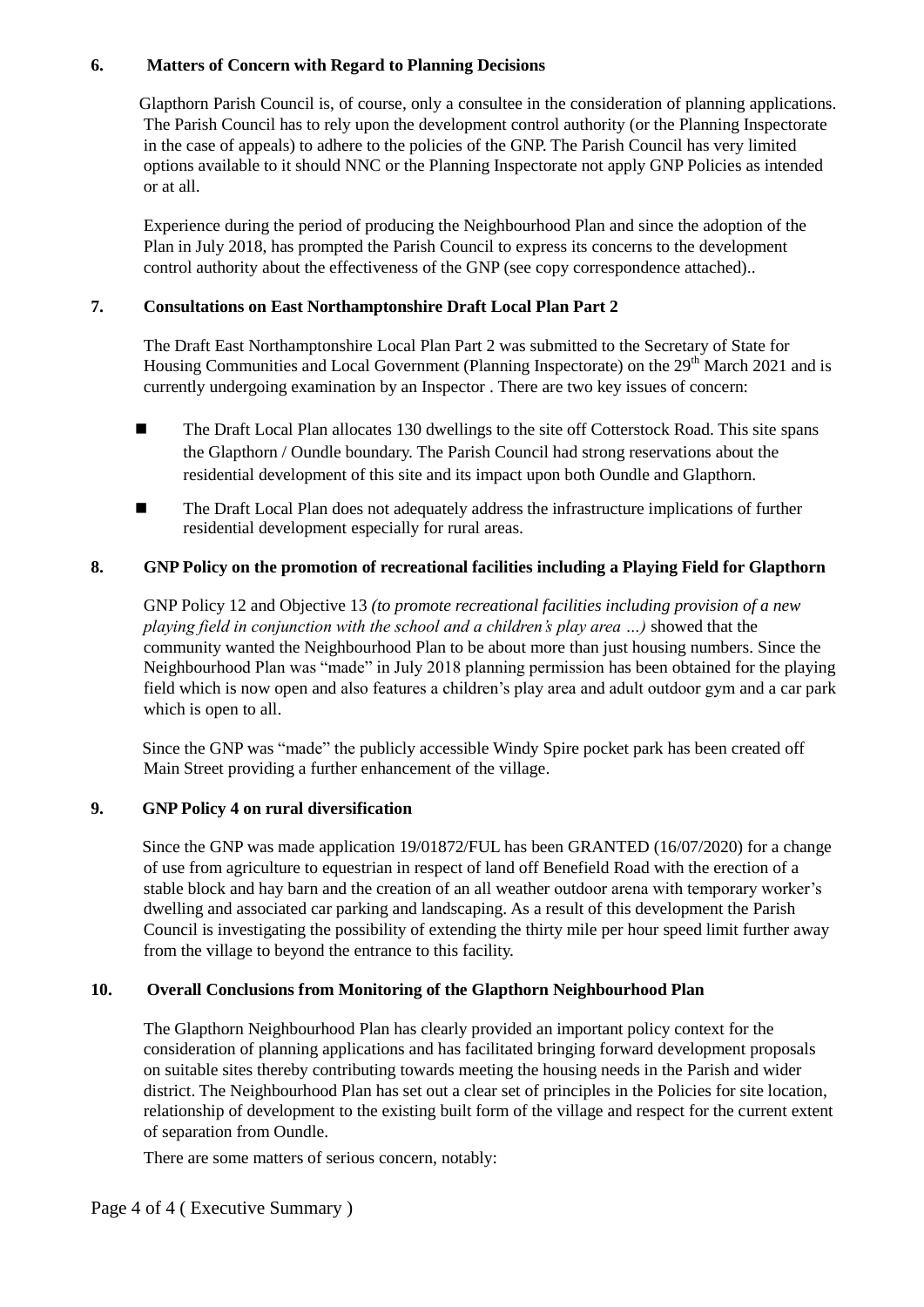## 6. Matters of Concern with Regard to Planning Decisions

Glapthorn Parish Council is, of course, only a consultee in the consideration of planning applications. The Parish Council has to rely upon the development control authority (or the Planning Inspectorate in the case of appeals) to adhere to the policies of the GNP. The Parish Council has very limited options available to it should NNC or the Planning Inspectorate not apply GNP Policies as intended or at all.

Experience during the period of producing the Neighbourhood Plan and since the adoption of the Plan in July 2018, has prompted the Parish Council to express its concerns to the development control authority about the effectiveness of the GNP (see copy correspondence attached)..

## 7. Consultations on East Northamptonshire Draft Local Plan Part 2

The Draft East Northamptonshire Local Plan Part 2 was submitted to the Secretary of State for Housing Communities and Local Government (Planning Inspectorate) on the 29th March 2021 and is currently undergoing examination by an Inspector . There are two key issues of concern:

- The Draft Local Plan allocates 130 dwellings to the site off Cotterstock Road. This site spans the Glapthorn / Oundle boundary. The Parish Council had strong reservations about the residential development of this site and its impact upon both Oundle and Glapthorn.
- The Draft Local Plan does not adequately address the infrastructure implications of further residential development especially for rural areas.

## 8. GNP Policy on the promotion of recreational facilities including a Playing Field for Glapthorn

GNP Policy 12 and Objective 13 *(to promote recreational facilities including provision of a new playing field in conjunction with the school and a children's play area …)* showed that the community wanted the Neighbourhood Plan to be about more than just housing numbers. Since the Neighbourhood Plan was "made" in July 2018 planning permission has been obtained for the playing field which is now open and also features a children's play area and adult outdoor gym and a car park which is open to all.

Since the GNP was "made" the publicly accessible Windy Spire pocket park has been created off Main Street providing a further enhancement of the village.

## 9. GNP Policy 4 on rural diversification

Since the GNP was made application 19/01872/FUL has been GRANTED (16/07/2020) for a change of use from agriculture to equestrian in respect of land off Benefield Road with the erection of a stable block and hay barn and the creation of an all weather outdoor arena with temporary worker's dwelling and associated car parking and landscaping. As a result of this development the Parish Council is investigating the possibility of extending the thirty mile per hour speed limit further away from the village to beyond the entrance to this facility.

## 10. Overall Conclusions from Monitoring of the Glapthorn Neighbourhood Plan

The Glapthorn Neighbourhood Plan has clearly provided an important policy context for the consideration of planning applications and has facilitated bringing forward development proposals on suitable sites thereby contributing towards meeting the housing needs in the Parish and wider district. The Neighbourhood Plan has set out a clear set of principles in the Policies for site location, relationship of development to the existing built form of the village and respect for the current extent of separation from Oundle.

There are some matters of serious concern, notably: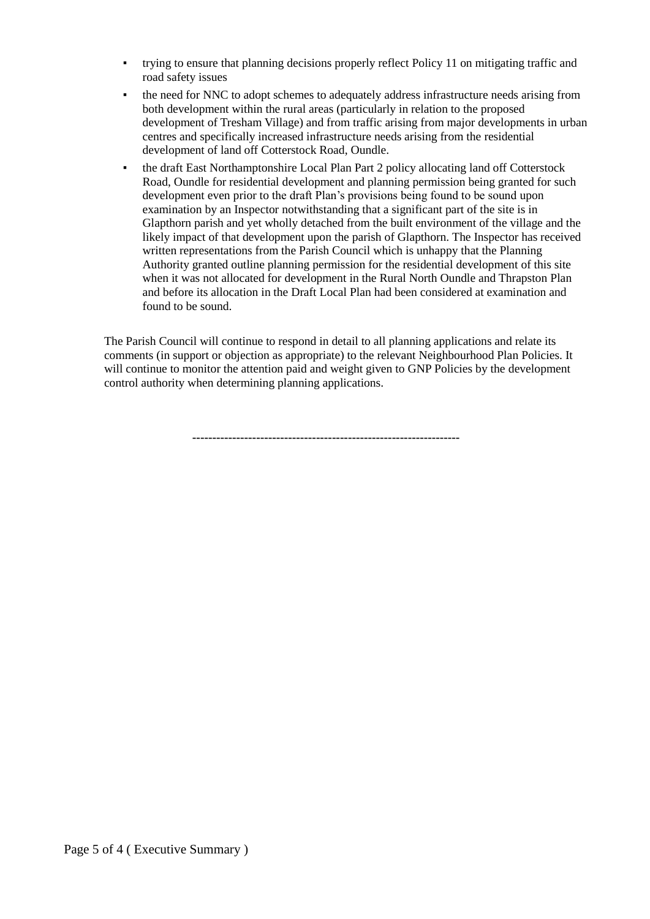- trying to ensure that planning decisions properly reflect Policy 11 on mitigating traffic and road safety issues
- the need for NNC to adopt schemes to adequately address infrastructure needs arising from both development within the rural areas (particularly in relation to the proposed development of Tresham Village) and from traffic arising from major developments in urban centres and specifically increased infrastructure needs arising from the residential development of land off Cotterstock Road, Oundle.
- the draft East Northamptonshire Local Plan Part 2 policy allocating land off Cotterstock Road, Oundle for residential development and planning permission being granted for such development even prior to the draft Plan's provisions being found to be sound upon examination by an Inspector notwithstanding that a significant part of the site is in Glapthorn parish and yet wholly detached from the built environment of the village and the likely impact of that development upon the parish of Glapthorn. The Inspector has received written representations from the Parish Council which is unhappy that the Planning Authority granted outline planning permission for the residential development of this site when it was not allocated for development in the Rural North Oundle and Thrapston Plan and before its allocation in the Draft Local Plan had been considered at examination and found to be sound.

The Parish Council will continue to respond in detail to all planning applications and relate its comments (in support or objection as appropriate) to the relevant Neighbourhood Plan Policies. It will continue to monitor the attention paid and weight given to GNP Policies by the development control authority when determining planning applications.

-------------------------------------------------------------------